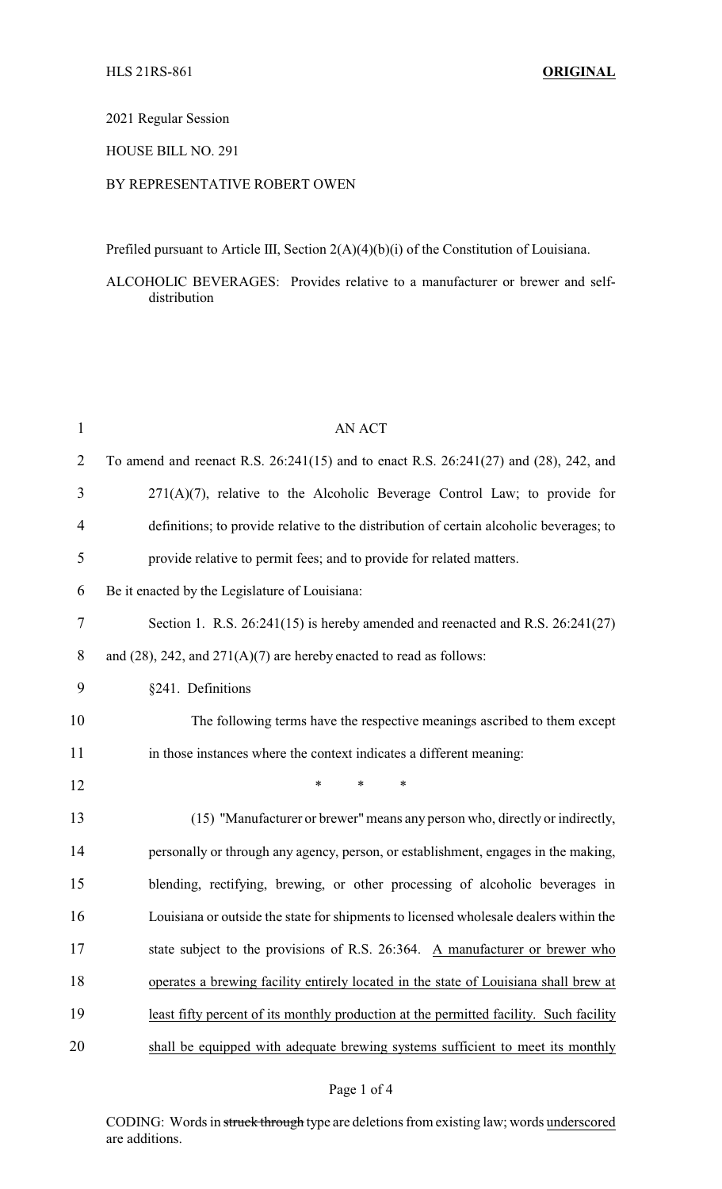HLS 21RS-861 **ORIGINAL**

2021 Regular Session

HOUSE BILL NO. 291

BY REPRESENTATIVE ROBERT OWEN

Prefiled pursuant to Article III, Section 2(A)(4)(b)(i) of the Constitution of Louisiana.

ALCOHOLIC BEVERAGES: Provides relative to a manufacturer or brewer and self-distribution

AN ACT

To amend and reenact R.S. 26:241(15) and to enact R.S. 26:241(27) and (28), 242, and 271(A)(7), relative to the Alcoholic Beverage Control Law; to provide for definitions; to provide relative to the distribution of certain alcoholic beverages; to provide relative to permit fees; and to provide for related matters.

Be it enacted by the Legislature of Louisiana:

Section 1. R.S. 26:241(15) is hereby amended and reenacted and R.S. 26:241(27) and (28), 242, and 271(A)(7) are hereby enacted to read as follows:

§241. Definitions

The following terms have the respective meanings ascribed to them except in those instances where the context indicates a different meaning:

\* \* \*

(15) "Manufacturer or brewer" means any person who, directly or indirectly, personally or through any agency, person, or establishment, engages in the making, blending, rectifying, brewing, or other processing of alcoholic beverages in Louisiana or outside the state for shipments to licensed wholesale dealers within the state subject to the provisions of R.S. 26:364. <u>A manufacturer or brewer who operates a brewing facility entirely located in the state of Louisiana shall brew at least fifty percent of its monthly production at the permitted facility. Such facility shall be equipped with adequate brewing systems sufficient to meet its monthly</u>

CODING: Words in ~~struck through~~ type are deletions from existing law; words <u>underscored</u> are additions.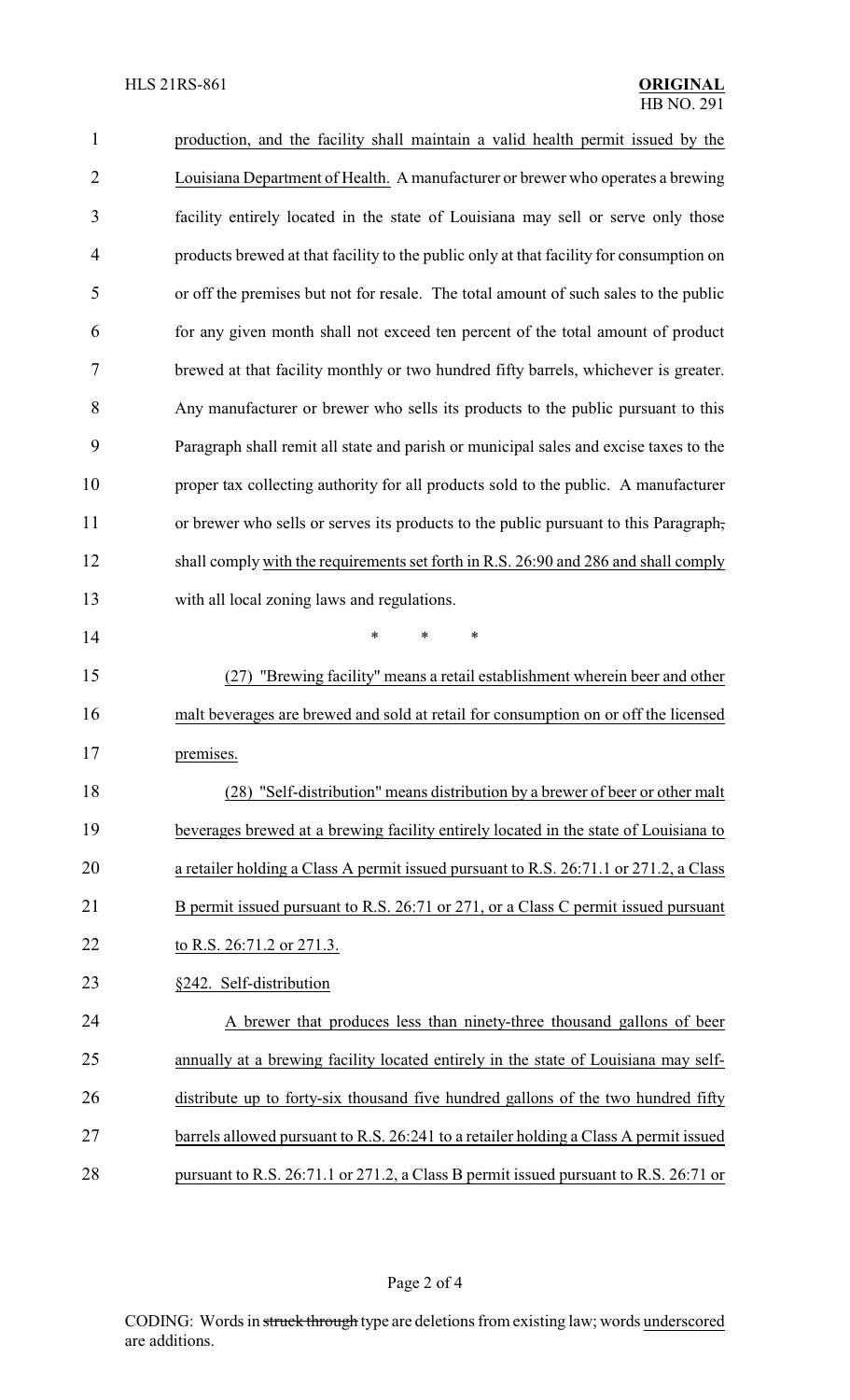production, and the facility shall maintain a valid health permit issued by the Louisiana Department of Health. A manufacturer or brewer who operates a brewing facility entirely located in the state of Louisiana may sell or serve only those products brewed at that facility to the public only at that facility for consumption on or off the premises but not for resale. The total amount of such sales to the public for any given month shall not exceed ten percent of the total amount of product brewed at that facility monthly or two hundred fifty barrels, whichever is greater. Any manufacturer or brewer who sells its products to the public pursuant to this Paragraph shall remit all state and parish or municipal sales and excise taxes to the proper tax collecting authority for all products sold to the public. A manufacturer or brewer who sells or serves its products to the public pursuant to this Paragraph~~,~~ shall comply <u>with the requirements set forth in R.S. 26:90 and 286 and shall comply</u> with all local zoning laws and regulations.

\* \* \*

<u>(27) "Brewing facility" means a retail establishment wherein beer and other malt beverages are brewed and sold at retail for consumption on or off the licensed premises.</u>

<u>(28) "Self-distribution" means distribution by a brewer of beer or other malt beverages brewed at a brewing facility entirely located in the state of Louisiana to a retailer holding a Class A permit issued pursuant to R.S. 26:71.1 or 271.2, a Class B permit issued pursuant to R.S. 26:71 or 271, or a Class C permit issued pursuant to R.S. 26:71.2 or 271.3.</u>

<u>§242. Self-distribution</u>

<u>A brewer that produces less than ninety-three thousand gallons of beer annually at a brewing facility located entirely in the state of Louisiana may self-distribute up to forty-six thousand five hundred gallons of the two hundred fifty barrels allowed pursuant to R.S. 26:241 to a retailer holding a Class A permit issued pursuant to R.S. 26:71.1 or 271.2, a Class B permit issued pursuant to R.S. 26:71 or</u>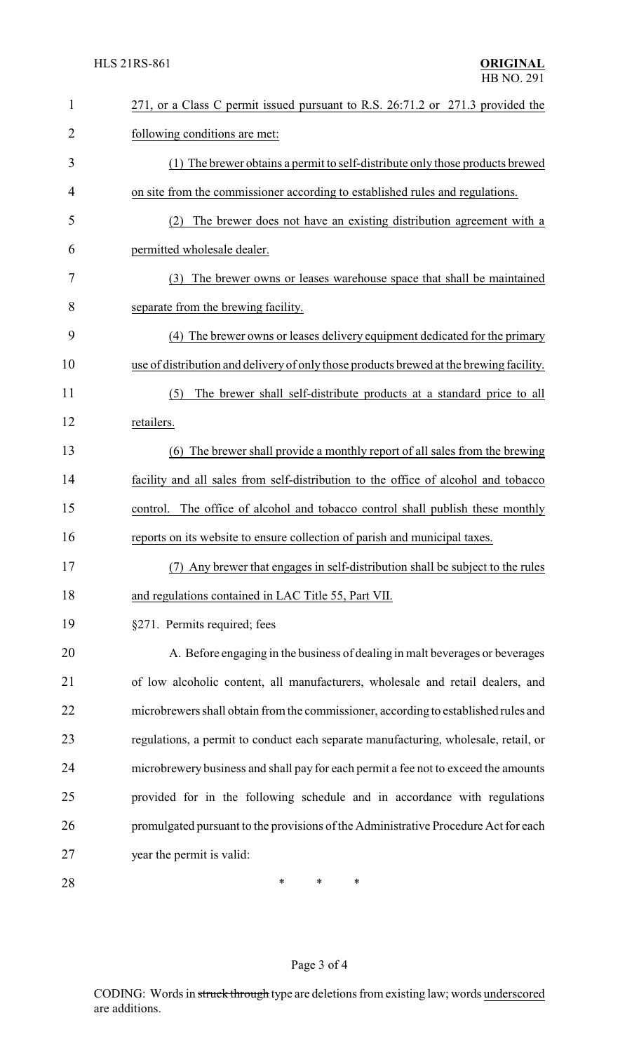271, or a Class C permit issued pursuant to R.S. 26:71.2 or 271.3 provided the following conditions are met:

(1) The brewer obtains a permit to self-distribute only those products brewed on site from the commissioner according to established rules and regulations.

(2) The brewer does not have an existing distribution agreement with a permitted wholesale dealer.

(3) The brewer owns or leases warehouse space that shall be maintained separate from the brewing facility.

(4) The brewer owns or leases delivery equipment dedicated for the primary use of distribution and delivery of only those products brewed at the brewing facility.

(5) The brewer shall self-distribute products at a standard price to all retailers.

(6) The brewer shall provide a monthly report of all sales from the brewing facility and all sales from self-distribution to the office of alcohol and tobacco control. The office of alcohol and tobacco control shall publish these monthly reports on its website to ensure collection of parish and municipal taxes.

(7) Any brewer that engages in self-distribution shall be subject to the rules and regulations contained in LAC Title 55, Part VII.

§271. Permits required; fees

A. Before engaging in the business of dealing in malt beverages or beverages of low alcoholic content, all manufacturers, wholesale and retail dealers, and microbrewers shall obtain from the commissioner, according to established rules and regulations, a permit to conduct each separate manufacturing, wholesale, retail, or microbrewery business and shall pay for each permit a fee not to exceed the amounts provided for in the following schedule and in accordance with regulations promulgated pursuant to the provisions of the Administrative Procedure Act for each year the permit is valid:

\* \* \*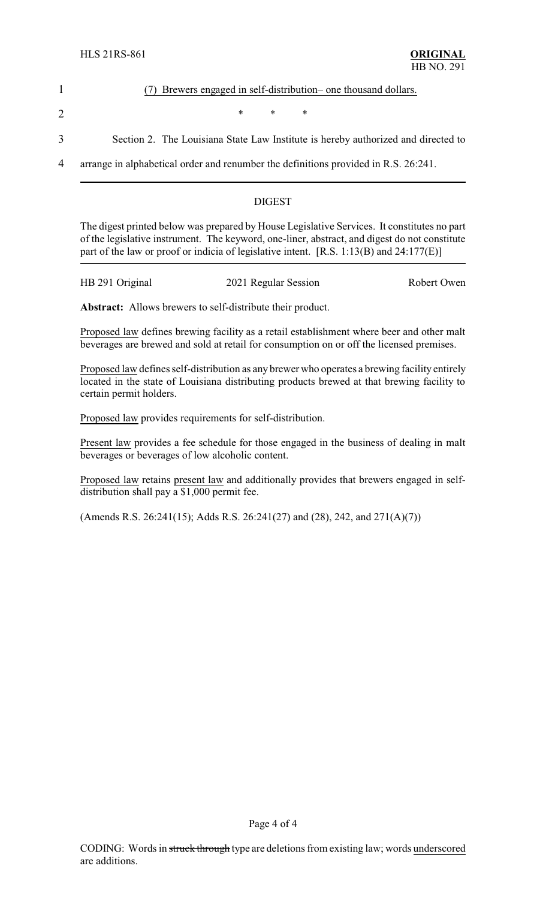(7) Brewers engaged in self-distribution– one thousand dollars.

\* \* \*

Section 2. The Louisiana State Law Institute is hereby authorized and directed to arrange in alphabetical order and renumber the definitions provided in R.S. 26:241.

## DIGEST

The digest printed below was prepared by House Legislative Services. It constitutes no part of the legislative instrument. The keyword, one-liner, abstract, and digest do not constitute part of the law or proof or indicia of legislative intent. [R.S. 1:13(B) and 24:177(E)]

HB 291 Original — 2021 Regular Session — Robert Owen

**Abstract:** Allows brewers to self-distribute their product.

Proposed law defines brewing facility as a retail establishment where beer and other malt beverages are brewed and sold at retail for consumption on or off the licensed premises.

Proposed law defines self-distribution as any brewer who operates a brewing facility entirely located in the state of Louisiana distributing products brewed at that brewing facility to certain permit holders.

Proposed law provides requirements for self-distribution.

Present law provides a fee schedule for those engaged in the business of dealing in malt beverages or beverages of low alcoholic content.

Proposed law retains present law and additionally provides that brewers engaged in self-distribution shall pay a $1,000 permit fee.

(Amends R.S. 26:241(15); Adds R.S. 26:241(27) and (28), 242, and 271(A)(7))

CODING: Words in ~~struck through~~ type are deletions from existing law; words underscored are additions.